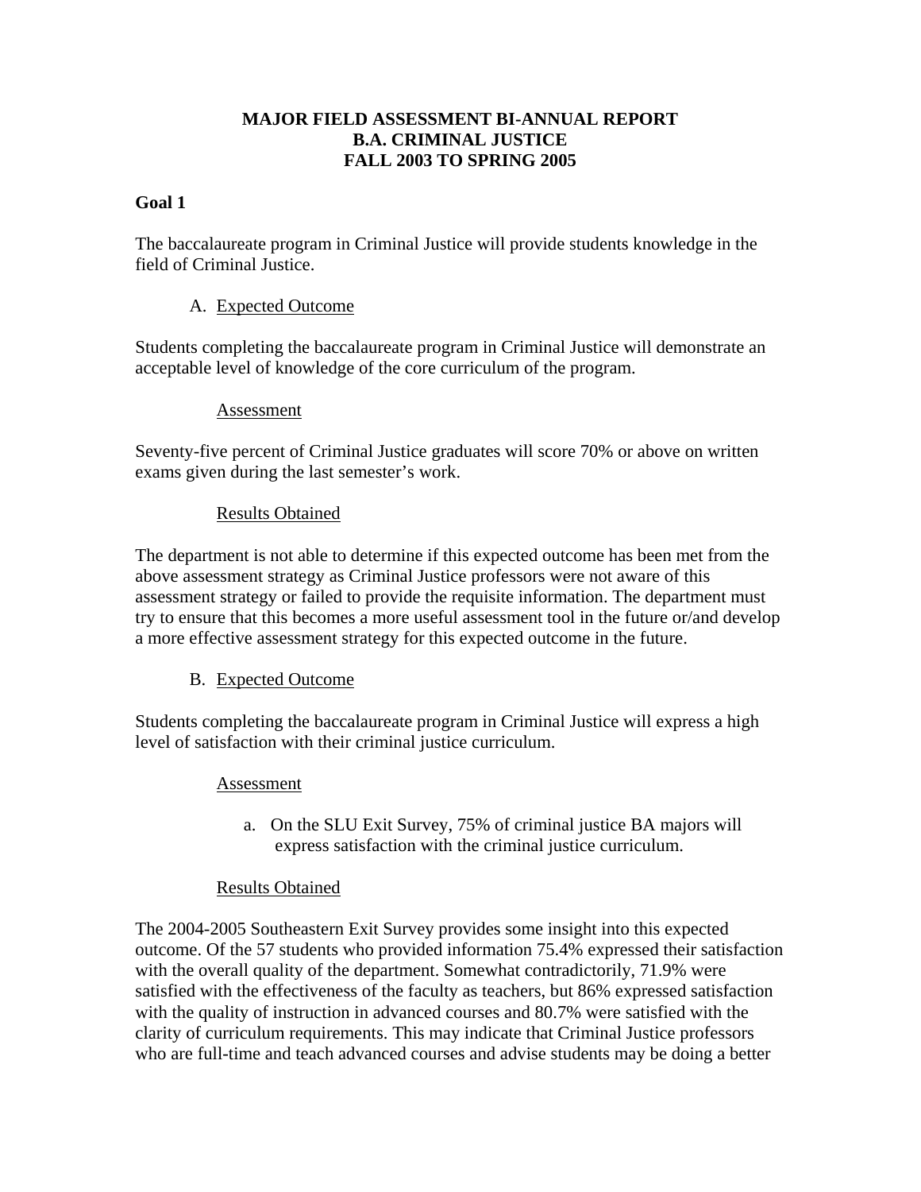# MAJOR FIELD ASSESSMENT BI-ANNUAL REPORT
# B.A. CRIMINAL JUSTICE
# FALL 2003 TO SPRING 2005

## Goal 1

The baccalaureate program in Criminal Justice will provide students knowledge in the field of Criminal Justice.

A. Expected Outcome

Students completing the baccalaureate program in Criminal Justice will demonstrate an acceptable level of knowledge of the core curriculum of the program.

Assessment

Seventy-five percent of Criminal Justice graduates will score 70% or above on written exams given during the last semester's work.

Results Obtained

The department is not able to determine if this expected outcome has been met from the above assessment strategy as Criminal Justice professors were not aware of this assessment strategy or failed to provide the requisite information. The department must try to ensure that this becomes a more useful assessment tool in the future or/and develop a more effective assessment strategy for this expected outcome in the future.

B. Expected Outcome

Students completing the baccalaureate program in Criminal Justice will express a high level of satisfaction with their criminal justice curriculum.

Assessment

a. On the SLU Exit Survey, 75% of criminal justice BA majors will express satisfaction with the criminal justice curriculum.

Results Obtained

The 2004-2005 Southeastern Exit Survey provides some insight into this expected outcome. Of the 57 students who provided information 75.4% expressed their satisfaction with the overall quality of the department. Somewhat contradictorily, 71.9% were satisfied with the effectiveness of the faculty as teachers, but 86% expressed satisfaction with the quality of instruction in advanced courses and 80.7% were satisfied with the clarity of curriculum requirements. This may indicate that Criminal Justice professors who are full-time and teach advanced courses and advise students may be doing a better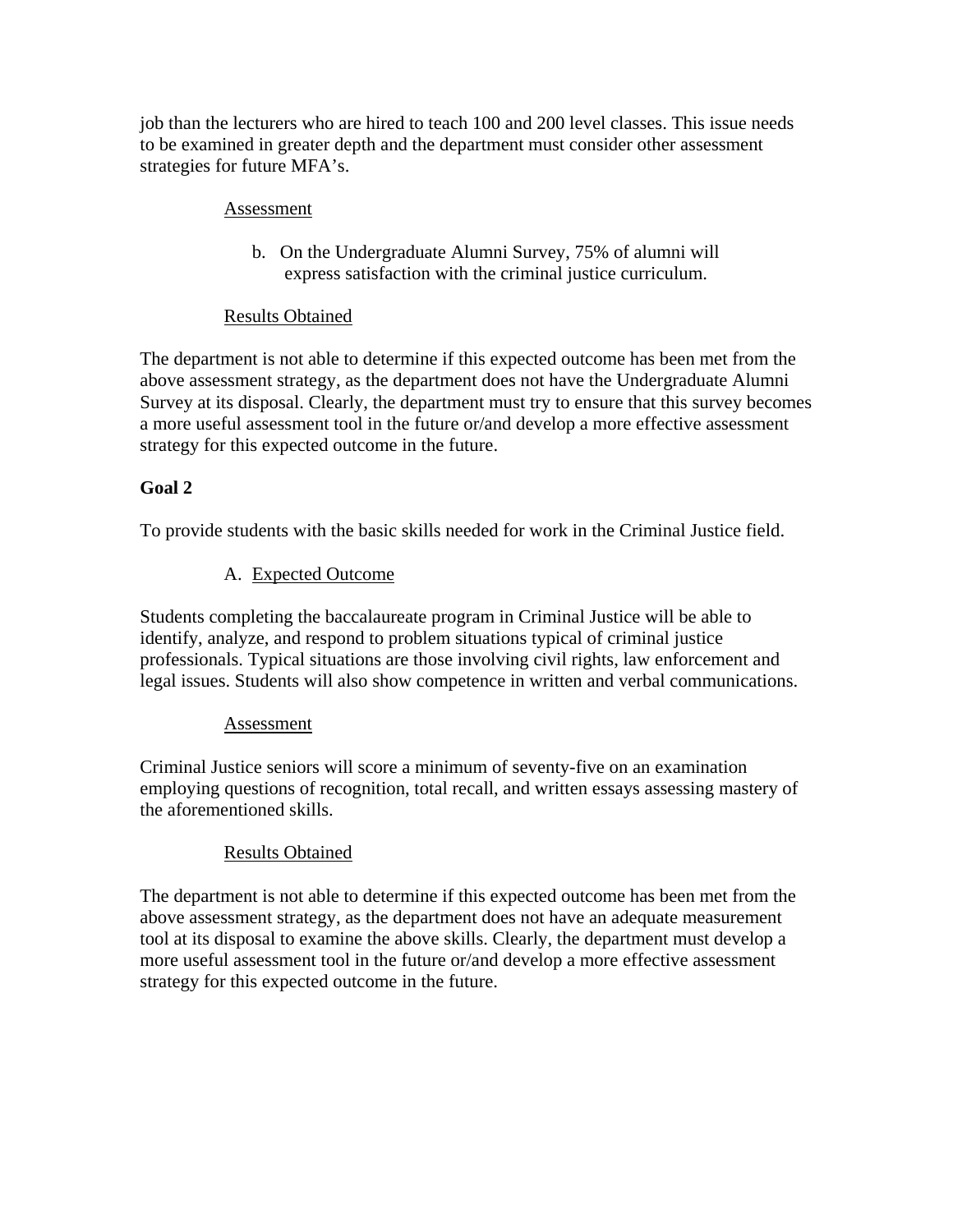job than the lecturers who are hired to teach 100 and 200 level classes. This issue needs to be examined in greater depth and the department must consider other assessment strategies for future MFA's.

Assessment

b. On the Undergraduate Alumni Survey, 75% of alumni will express satisfaction with the criminal justice curriculum.

Results Obtained

The department is not able to determine if this expected outcome has been met from the above assessment strategy, as the department does not have the Undergraduate Alumni Survey at its disposal. Clearly, the department must try to ensure that this survey becomes a more useful assessment tool in the future or/and develop a more effective assessment strategy for this expected outcome in the future.

**Goal 2**

To provide students with the basic skills needed for work in the Criminal Justice field.

A. Expected Outcome

Students completing the baccalaureate program in Criminal Justice will be able to identify, analyze, and respond to problem situations typical of criminal justice professionals. Typical situations are those involving civil rights, law enforcement and legal issues. Students will also show competence in written and verbal communications.

Assessment

Criminal Justice seniors will score a minimum of seventy-five on an examination employing questions of recognition, total recall, and written essays assessing mastery of the aforementioned skills.

Results Obtained

The department is not able to determine if this expected outcome has been met from the above assessment strategy, as the department does not have an adequate measurement tool at its disposal to examine the above skills. Clearly, the department must develop a more useful assessment tool in the future or/and develop a more effective assessment strategy for this expected outcome in the future.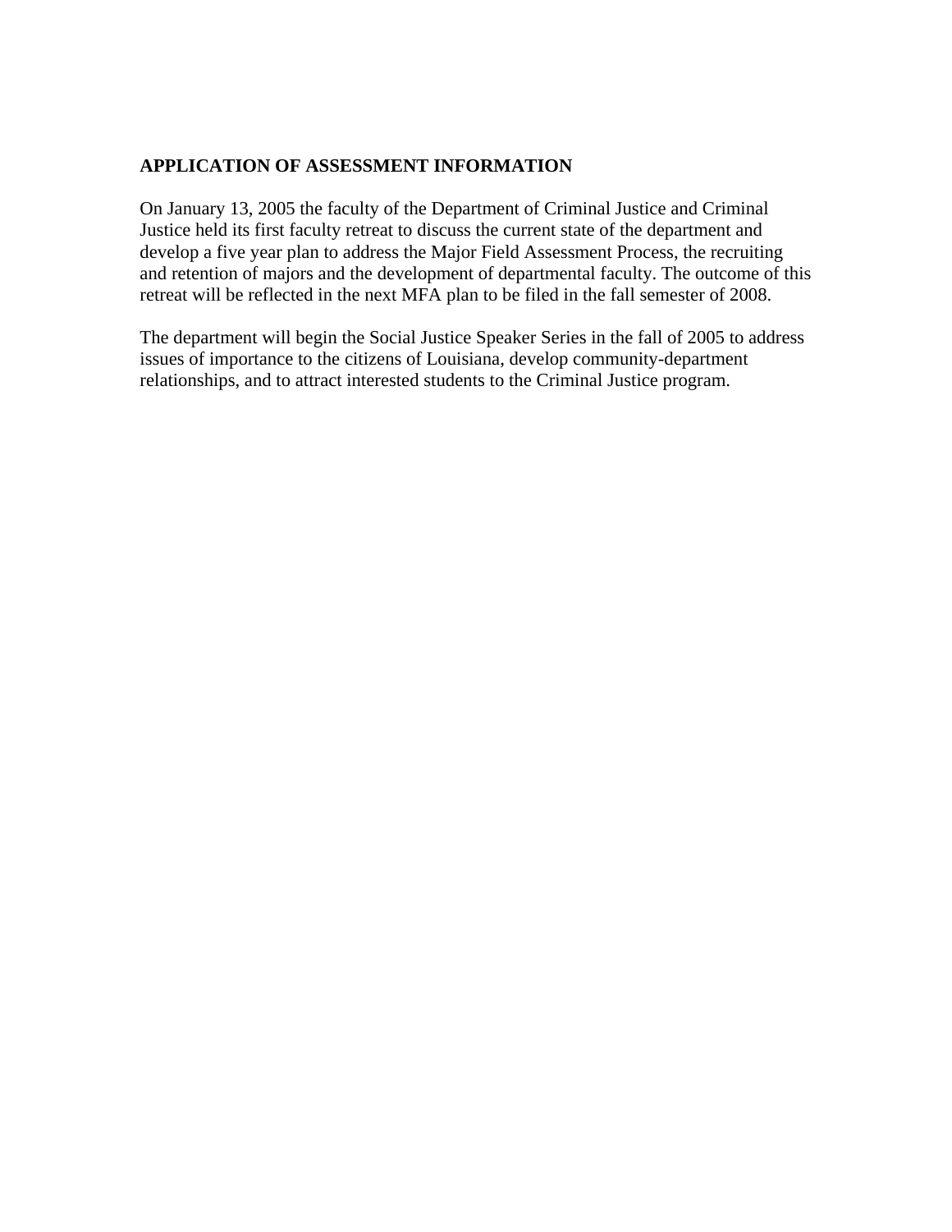**APPLICATION OF ASSESSMENT INFORMATION**

On January 13, 2005 the faculty of the Department of Criminal Justice and Criminal Justice held its first faculty retreat to discuss the current state of the department and develop a five year plan to address the Major Field Assessment Process, the recruiting and retention of majors and the development of departmental faculty. The outcome of this retreat will be reflected in the next MFA plan to be filed in the fall semester of 2008.

The department will begin the Social Justice Speaker Series in the fall of 2005 to address issues of importance to the citizens of Louisiana, develop community-department relationships, and to attract interested students to the Criminal Justice program.